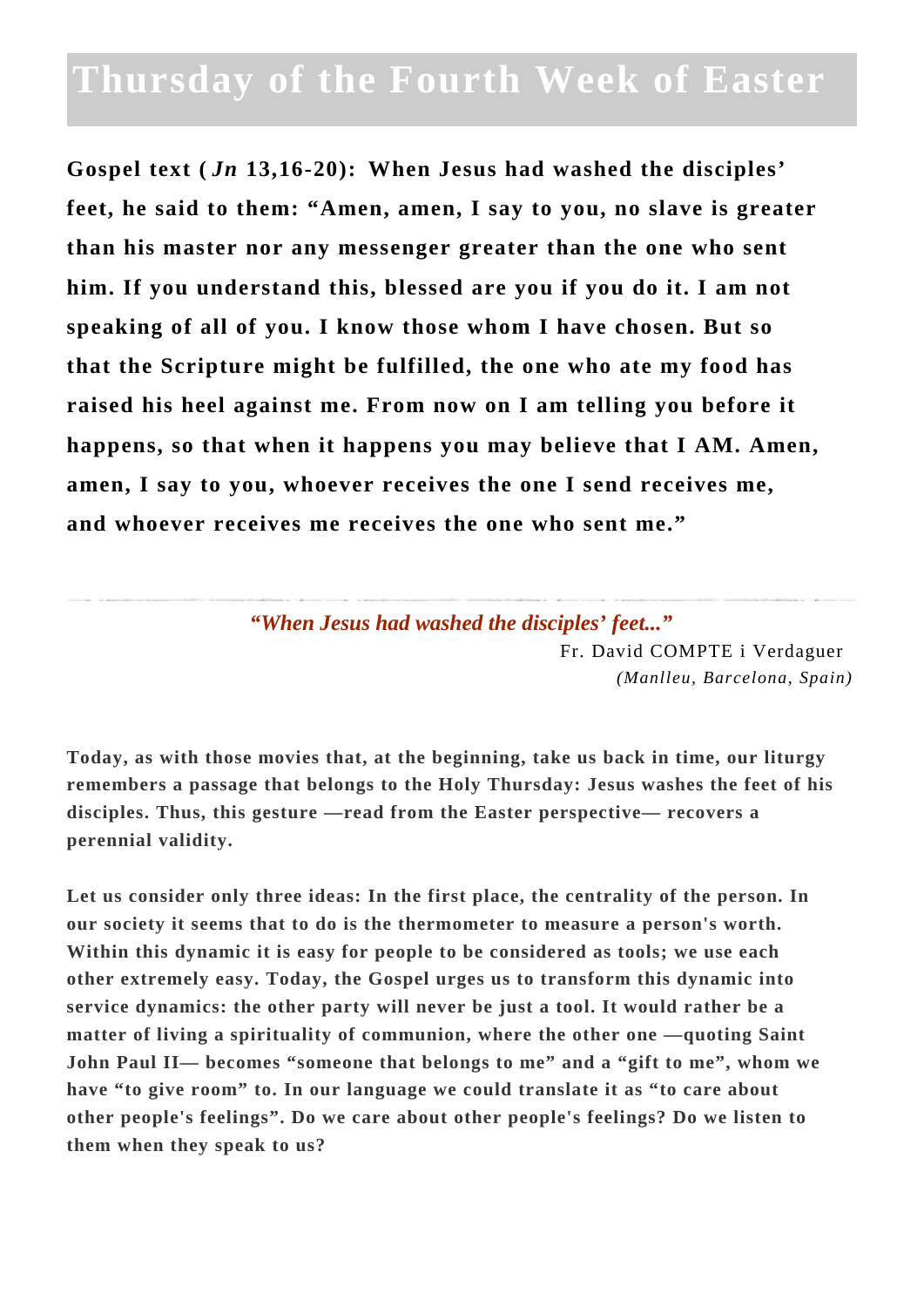# Thursday of the Fourth Week of Easter

**Gospel text (*Jn* 13,16-20): When Jesus had washed the disciples' feet, he said to them: "Amen, amen, I say to you, no slave is greater than his master nor any messenger greater than the one who sent him. If you understand this, blessed are you if you do it. I am not speaking of all of you. I know those whom I have chosen. But so that the Scripture might be fulfilled, the one who ate my food has raised his heel against me. From now on I am telling you before it happens, so that when it happens you may believe that I AM. Amen, amen, I say to you, whoever receives the one I send receives me, and whoever receives me receives the one who sent me."**

---

***"When Jesus had washed the disciples' feet..."***

Fr. David COMPTE i Verdaguer
*(Manlleu, Barcelona, Spain)*

**Today, as with those movies that, at the beginning, take us back in time, our liturgy remembers a passage that belongs to the Holy Thursday: Jesus washes the feet of his disciples. Thus, this gesture —read from the Easter perspective— recovers a perennial validity.**

**Let us consider only three ideas: In the first place, the centrality of the person. In our society it seems that to do is the thermometer to measure a person's worth. Within this dynamic it is easy for people to be considered as tools; we use each other extremely easy. Today, the Gospel urges us to transform this dynamic into service dynamics: the other party will never be just a tool. It would rather be a matter of living a spirituality of communion, where the other one —quoting Saint John Paul II— becomes "someone that belongs to me" and a "gift to me", whom we have "to give room" to. In our language we could translate it as "to care about other people's feelings". Do we care about other people's feelings? Do we listen to them when they speak to us?**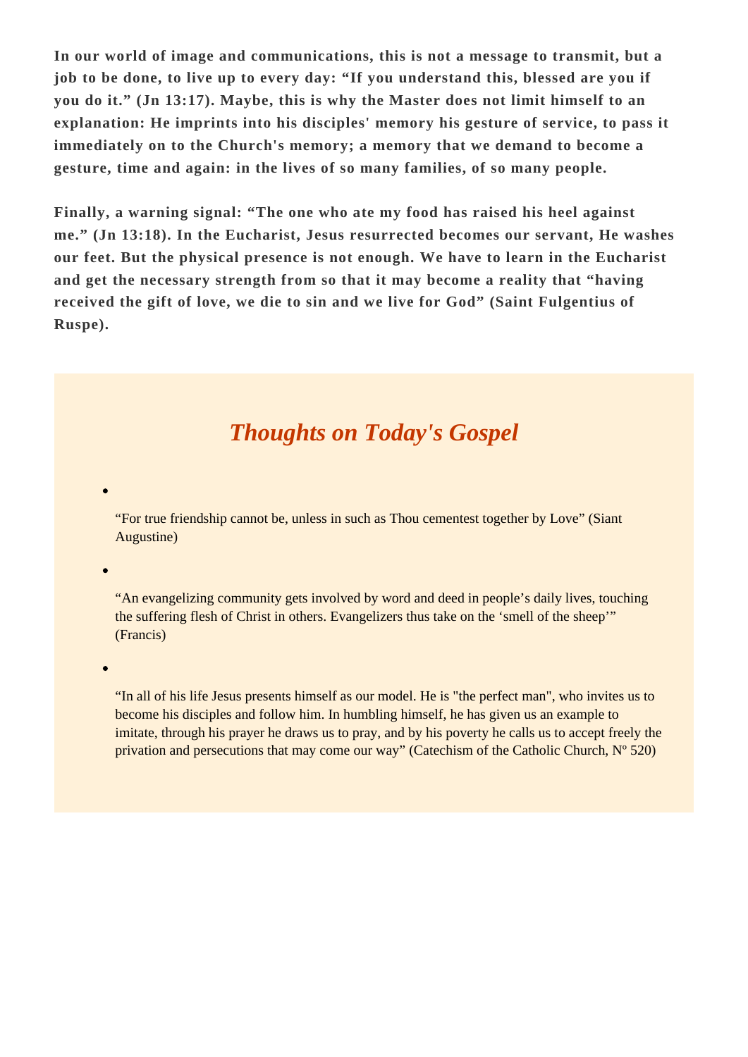**In our world of image and communications, this is not a message to transmit, but a job to be done, to live up to every day: “If you understand this, blessed are you if you do it.” (Jn 13:17). Maybe, this is why the Master does not limit himself to an explanation: He imprints into his disciples' memory his gesture of service, to pass it immediately on to the Church's memory; a memory that we demand to become a gesture, time and again: in the lives of so many families, of so many people.**

**Finally, a warning signal: “The one who ate my food has raised his heel against me.” (Jn 13:18). In the Eucharist, Jesus resurrected becomes our servant, He washes our feet. But the physical presence is not enough. We have to learn in the Eucharist and get the necessary strength from so that it may become a reality that “having received the gift of love, we die to sin and we live for God” (Saint Fulgentius of Ruspe).**

## *Thoughts on Today's Gospel*

- “For true friendship cannot be, unless in such as Thou cementest together by Love” (Siant Augustine)

- “An evangelizing community gets involved by word and deed in people’s daily lives, touching the suffering flesh of Christ in others. Evangelizers thus take on the ‘smell of the sheep’” (Francis)

- “In all of his life Jesus presents himself as our model. He is "the perfect man", who invites us to become his disciples and follow him. In humbling himself, he has given us an example to imitate, through his prayer he draws us to pray, and by his poverty he calls us to accept freely the privation and persecutions that may come our way” (Catechism of the Catholic Church, Nº 520)